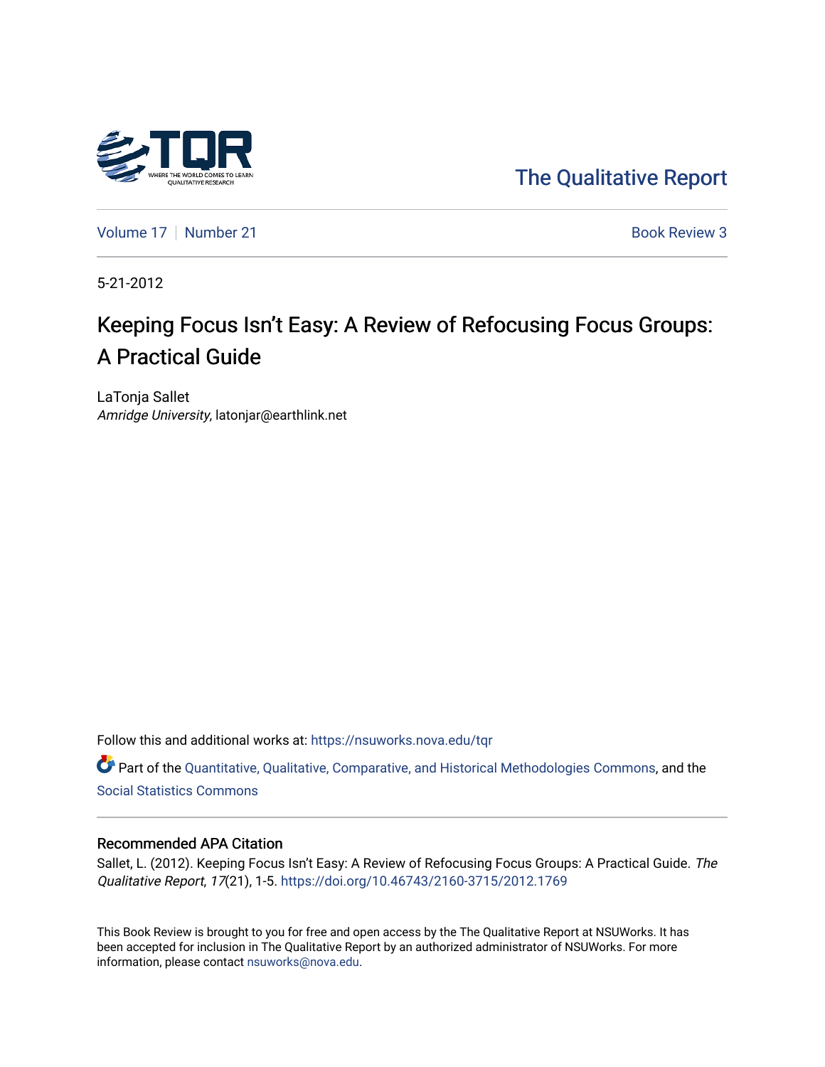The Qualitative Report

Volume 17 | Number 21 | Book Review 3

5-21-2012

# Keeping Focus Isn't Easy: A Review of Refocusing Focus Groups: A Practical Guide

LaTonja Sallet
*Amridge University*, latonjar@earthlink.net

Follow this and additional works at: https://nsuworks.nova.edu/tqr

Part of the Quantitative, Qualitative, Comparative, and Historical Methodologies Commons, and the Social Statistics Commons

## Recommended APA Citation

Sallet, L. (2012). Keeping Focus Isn't Easy: A Review of Refocusing Focus Groups: A Practical Guide. *The Qualitative Report*, *17*(21), 1-5. https://doi.org/10.46743/2160-3715/2012.1769

This Book Review is brought to you for free and open access by the The Qualitative Report at NSUWorks. It has been accepted for inclusion in The Qualitative Report by an authorized administrator of NSUWorks. For more information, please contact nsuworks@nova.edu.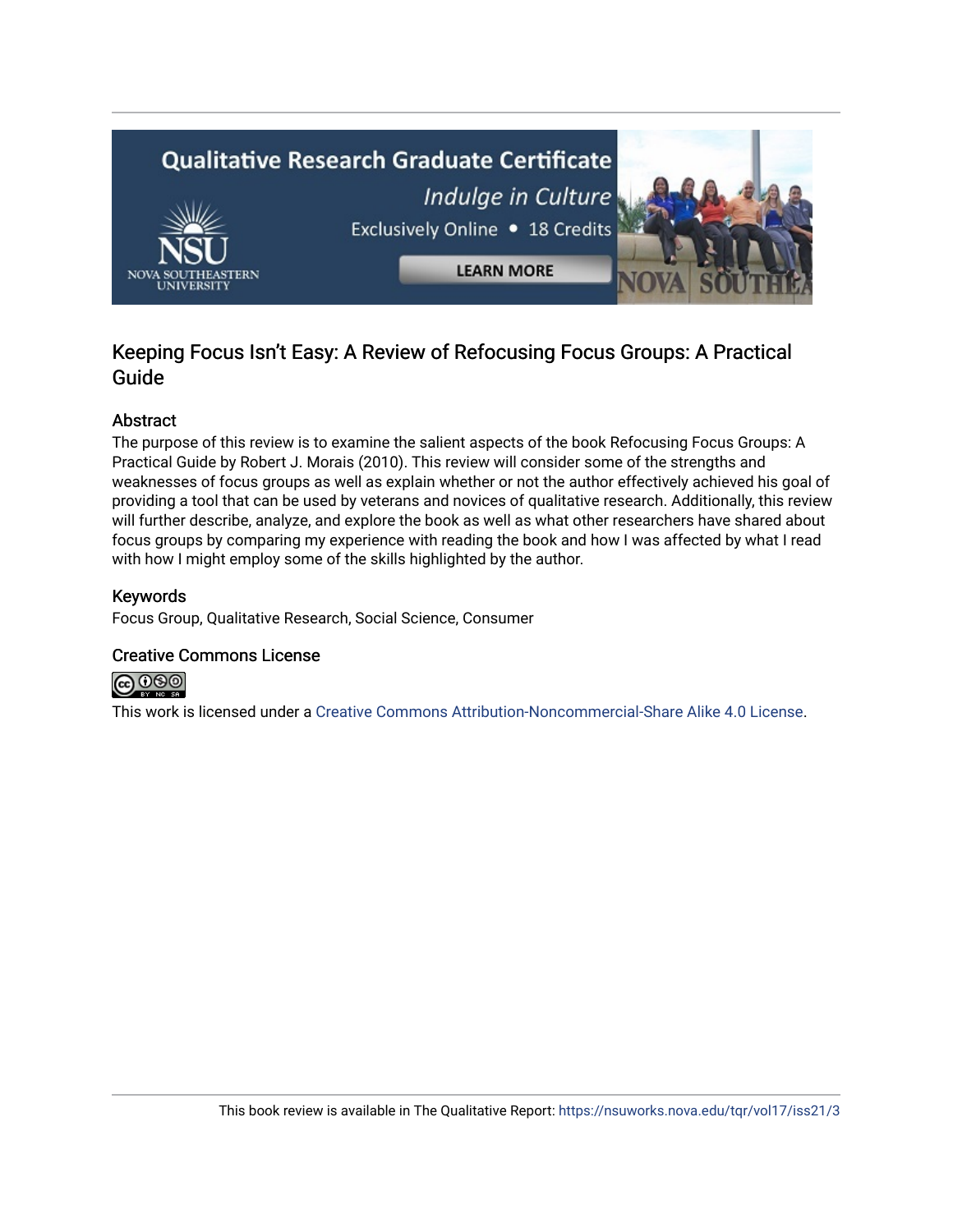## Keeping Focus Isn't Easy: A Review of Refocusing Focus Groups: A Practical Guide

### Abstract

The purpose of this review is to examine the salient aspects of the book Refocusing Focus Groups: A Practical Guide by Robert J. Morais (2010). This review will consider some of the strengths and weaknesses of focus groups as well as explain whether or not the author effectively achieved his goal of providing a tool that can be used by veterans and novices of qualitative research. Additionally, this review will further describe, analyze, and explore the book as well as what other researchers have shared about focus groups by comparing my experience with reading the book and how I was affected by what I read with how I might employ some of the skills highlighted by the author.

### Keywords

Focus Group, Qualitative Research, Social Science, Consumer

### Creative Commons License

This work is licensed under a Creative Commons Attribution-Noncommercial-Share Alike 4.0 License.

This book review is available in The Qualitative Report: https://nsuworks.nova.edu/tqr/vol17/iss21/3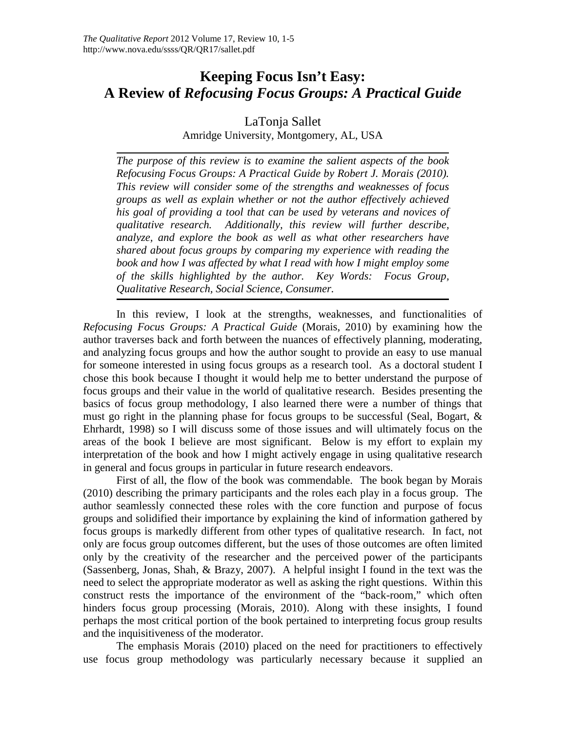# Keeping Focus Isn't Easy: A Review of *Refocusing Focus Groups: A Practical Guide*

LaTonja Sallet
Amridge University, Montgomery, AL, USA

*The purpose of this review is to examine the salient aspects of the book Refocusing Focus Groups: A Practical Guide by Robert J. Morais (2010). This review will consider some of the strengths and weaknesses of focus groups as well as explain whether or not the author effectively achieved his goal of providing a tool that can be used by veterans and novices of qualitative research. Additionally, this review will further describe, analyze, and explore the book as well as what other researchers have shared about focus groups by comparing my experience with reading the book and how I was affected by what I read with how I might employ some of the skills highlighted by the author. Key Words: Focus Group, Qualitative Research, Social Science, Consumer.*

In this review, I look at the strengths, weaknesses, and functionalities of *Refocusing Focus Groups: A Practical Guide* (Morais, 2010) by examining how the author traverses back and forth between the nuances of effectively planning, moderating, and analyzing focus groups and how the author sought to provide an easy to use manual for someone interested in using focus groups as a research tool. As a doctoral student I chose this book because I thought it would help me to better understand the purpose of focus groups and their value in the world of qualitative research. Besides presenting the basics of focus group methodology, I also learned there were a number of things that must go right in the planning phase for focus groups to be successful (Seal, Bogart, & Ehrhardt, 1998) so I will discuss some of those issues and will ultimately focus on the areas of the book I believe are most significant. Below is my effort to explain my interpretation of the book and how I might actively engage in using qualitative research in general and focus groups in particular in future research endeavors.

First of all, the flow of the book was commendable. The book began by Morais (2010) describing the primary participants and the roles each play in a focus group. The author seamlessly connected these roles with the core function and purpose of focus groups and solidified their importance by explaining the kind of information gathered by focus groups is markedly different from other types of qualitative research. In fact, not only are focus group outcomes different, but the uses of those outcomes are often limited only by the creativity of the researcher and the perceived power of the participants (Sassenberg, Jonas, Shah, & Brazy, 2007). A helpful insight I found in the text was the need to select the appropriate moderator as well as asking the right questions. Within this construct rests the importance of the environment of the "back-room," which often hinders focus group processing (Morais, 2010). Along with these insights, I found perhaps the most critical portion of the book pertained to interpreting focus group results and the inquisitiveness of the moderator.

The emphasis Morais (2010) placed on the need for practitioners to effectively use focus group methodology was particularly necessary because it supplied an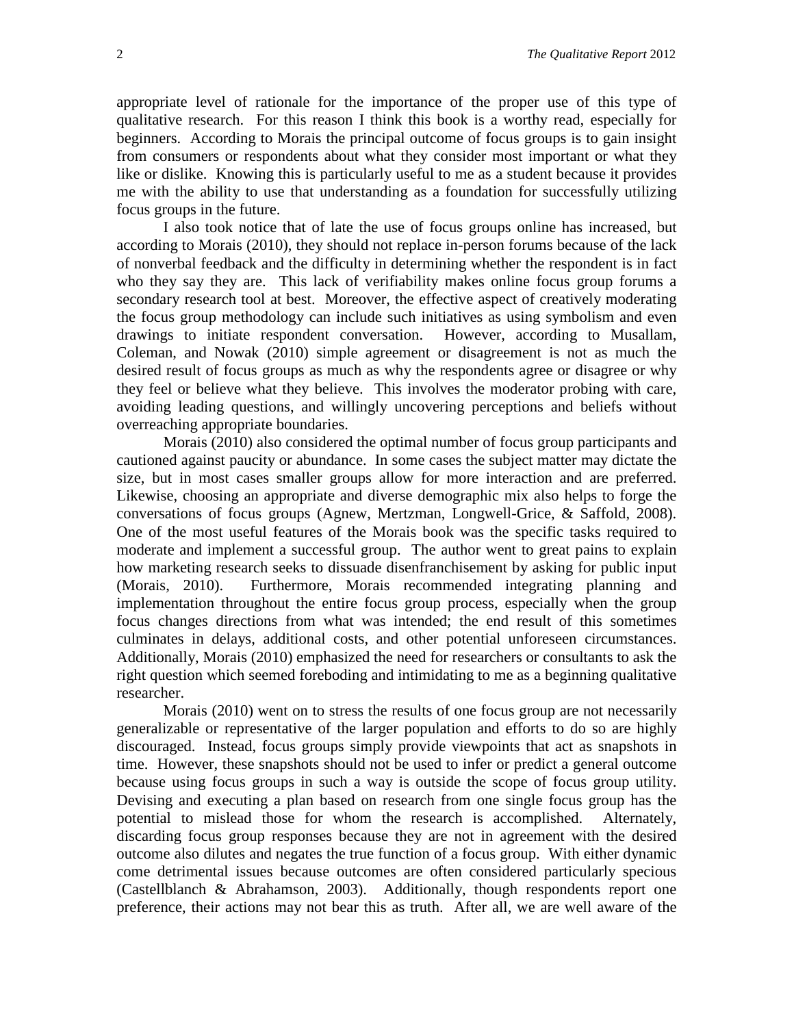appropriate level of rationale for the importance of the proper use of this type of qualitative research. For this reason I think this book is a worthy read, especially for beginners. According to Morais the principal outcome of focus groups is to gain insight from consumers or respondents about what they consider most important or what they like or dislike. Knowing this is particularly useful to me as a student because it provides me with the ability to use that understanding as a foundation for successfully utilizing focus groups in the future.

I also took notice that of late the use of focus groups online has increased, but according to Morais (2010), they should not replace in-person forums because of the lack of nonverbal feedback and the difficulty in determining whether the respondent is in fact who they say they are. This lack of verifiability makes online focus group forums a secondary research tool at best. Moreover, the effective aspect of creatively moderating the focus group methodology can include such initiatives as using symbolism and even drawings to initiate respondent conversation. However, according to Musallam, Coleman, and Nowak (2010) simple agreement or disagreement is not as much the desired result of focus groups as much as why the respondents agree or disagree or why they feel or believe what they believe. This involves the moderator probing with care, avoiding leading questions, and willingly uncovering perceptions and beliefs without overreaching appropriate boundaries.

Morais (2010) also considered the optimal number of focus group participants and cautioned against paucity or abundance. In some cases the subject matter may dictate the size, but in most cases smaller groups allow for more interaction and are preferred. Likewise, choosing an appropriate and diverse demographic mix also helps to forge the conversations of focus groups (Agnew, Mertzman, Longwell-Grice, & Saffold, 2008). One of the most useful features of the Morais book was the specific tasks required to moderate and implement a successful group. The author went to great pains to explain how marketing research seeks to dissuade disenfranchisement by asking for public input (Morais, 2010). Furthermore, Morais recommended integrating planning and implementation throughout the entire focus group process, especially when the group focus changes directions from what was intended; the end result of this sometimes culminates in delays, additional costs, and other potential unforeseen circumstances. Additionally, Morais (2010) emphasized the need for researchers or consultants to ask the right question which seemed foreboding and intimidating to me as a beginning qualitative researcher.

Morais (2010) went on to stress the results of one focus group are not necessarily generalizable or representative of the larger population and efforts to do so are highly discouraged. Instead, focus groups simply provide viewpoints that act as snapshots in time. However, these snapshots should not be used to infer or predict a general outcome because using focus groups in such a way is outside the scope of focus group utility. Devising and executing a plan based on research from one single focus group has the potential to mislead those for whom the research is accomplished. Alternately, discarding focus group responses because they are not in agreement with the desired outcome also dilutes and negates the true function of a focus group. With either dynamic come detrimental issues because outcomes are often considered particularly specious (Castellblanch & Abrahamson, 2003). Additionally, though respondents report one preference, their actions may not bear this as truth. After all, we are well aware of the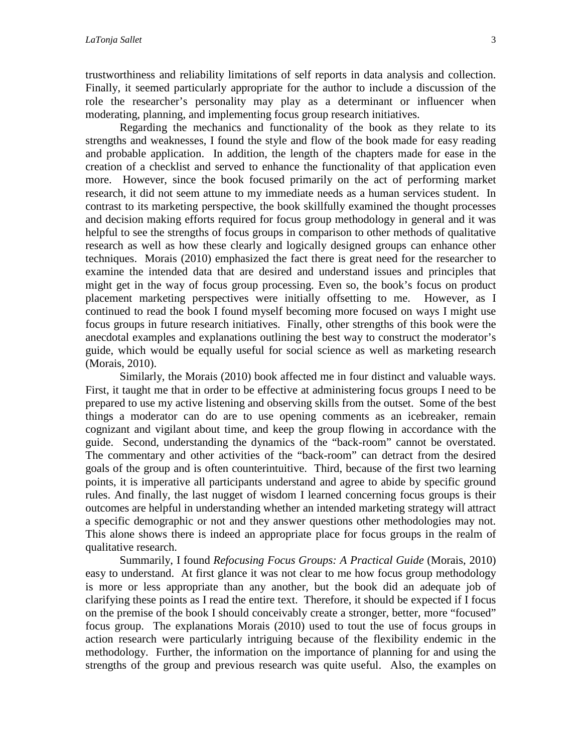trustworthiness and reliability limitations of self reports in data analysis and collection. Finally, it seemed particularly appropriate for the author to include a discussion of the role the researcher's personality may play as a determinant or influencer when moderating, planning, and implementing focus group research initiatives.

Regarding the mechanics and functionality of the book as they relate to its strengths and weaknesses, I found the style and flow of the book made for easy reading and probable application. In addition, the length of the chapters made for ease in the creation of a checklist and served to enhance the functionality of that application even more. However, since the book focused primarily on the act of performing market research, it did not seem attune to my immediate needs as a human services student. In contrast to its marketing perspective, the book skillfully examined the thought processes and decision making efforts required for focus group methodology in general and it was helpful to see the strengths of focus groups in comparison to other methods of qualitative research as well as how these clearly and logically designed groups can enhance other techniques. Morais (2010) emphasized the fact there is great need for the researcher to examine the intended data that are desired and understand issues and principles that might get in the way of focus group processing. Even so, the book's focus on product placement marketing perspectives were initially offsetting to me. However, as I continued to read the book I found myself becoming more focused on ways I might use focus groups in future research initiatives. Finally, other strengths of this book were the anecdotal examples and explanations outlining the best way to construct the moderator's guide, which would be equally useful for social science as well as marketing research (Morais, 2010).

Similarly, the Morais (2010) book affected me in four distinct and valuable ways. First, it taught me that in order to be effective at administering focus groups I need to be prepared to use my active listening and observing skills from the outset. Some of the best things a moderator can do are to use opening comments as an icebreaker, remain cognizant and vigilant about time, and keep the group flowing in accordance with the guide. Second, understanding the dynamics of the "back-room" cannot be overstated. The commentary and other activities of the "back-room" can detract from the desired goals of the group and is often counterintuitive. Third, because of the first two learning points, it is imperative all participants understand and agree to abide by specific ground rules. And finally, the last nugget of wisdom I learned concerning focus groups is their outcomes are helpful in understanding whether an intended marketing strategy will attract a specific demographic or not and they answer questions other methodologies may not. This alone shows there is indeed an appropriate place for focus groups in the realm of qualitative research.

Summarily, I found *Refocusing Focus Groups: A Practical Guide* (Morais, 2010) easy to understand. At first glance it was not clear to me how focus group methodology is more or less appropriate than any another, but the book did an adequate job of clarifying these points as I read the entire text. Therefore, it should be expected if I focus on the premise of the book I should conceivably create a stronger, better, more "focused" focus group. The explanations Morais (2010) used to tout the use of focus groups in action research were particularly intriguing because of the flexibility endemic in the methodology. Further, the information on the importance of planning for and using the strengths of the group and previous research was quite useful. Also, the examples on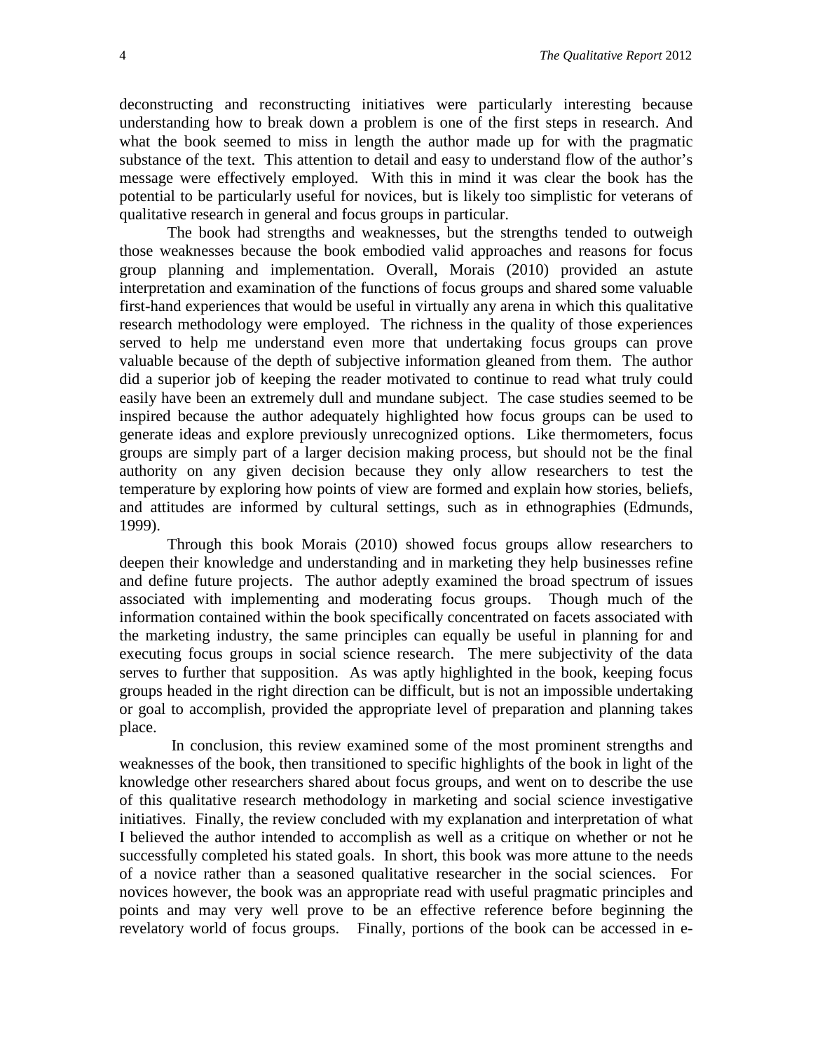deconstructing and reconstructing initiatives were particularly interesting because understanding how to break down a problem is one of the first steps in research. And what the book seemed to miss in length the author made up for with the pragmatic substance of the text. This attention to detail and easy to understand flow of the author's message were effectively employed. With this in mind it was clear the book has the potential to be particularly useful for novices, but is likely too simplistic for veterans of qualitative research in general and focus groups in particular.

The book had strengths and weaknesses, but the strengths tended to outweigh those weaknesses because the book embodied valid approaches and reasons for focus group planning and implementation. Overall, Morais (2010) provided an astute interpretation and examination of the functions of focus groups and shared some valuable first-hand experiences that would be useful in virtually any arena in which this qualitative research methodology were employed. The richness in the quality of those experiences served to help me understand even more that undertaking focus groups can prove valuable because of the depth of subjective information gleaned from them. The author did a superior job of keeping the reader motivated to continue to read what truly could easily have been an extremely dull and mundane subject. The case studies seemed to be inspired because the author adequately highlighted how focus groups can be used to generate ideas and explore previously unrecognized options. Like thermometers, focus groups are simply part of a larger decision making process, but should not be the final authority on any given decision because they only allow researchers to test the temperature by exploring how points of view are formed and explain how stories, beliefs, and attitudes are informed by cultural settings, such as in ethnographies (Edmunds, 1999).

Through this book Morais (2010) showed focus groups allow researchers to deepen their knowledge and understanding and in marketing they help businesses refine and define future projects. The author adeptly examined the broad spectrum of issues associated with implementing and moderating focus groups. Though much of the information contained within the book specifically concentrated on facets associated with the marketing industry, the same principles can equally be useful in planning for and executing focus groups in social science research. The mere subjectivity of the data serves to further that supposition. As was aptly highlighted in the book, keeping focus groups headed in the right direction can be difficult, but is not an impossible undertaking or goal to accomplish, provided the appropriate level of preparation and planning takes place.

In conclusion, this review examined some of the most prominent strengths and weaknesses of the book, then transitioned to specific highlights of the book in light of the knowledge other researchers shared about focus groups, and went on to describe the use of this qualitative research methodology in marketing and social science investigative initiatives. Finally, the review concluded with my explanation and interpretation of what I believed the author intended to accomplish as well as a critique on whether or not he successfully completed his stated goals. In short, this book was more attune to the needs of a novice rather than a seasoned qualitative researcher in the social sciences. For novices however, the book was an appropriate read with useful pragmatic principles and points and may very well prove to be an effective reference before beginning the revelatory world of focus groups. Finally, portions of the book can be accessed in e-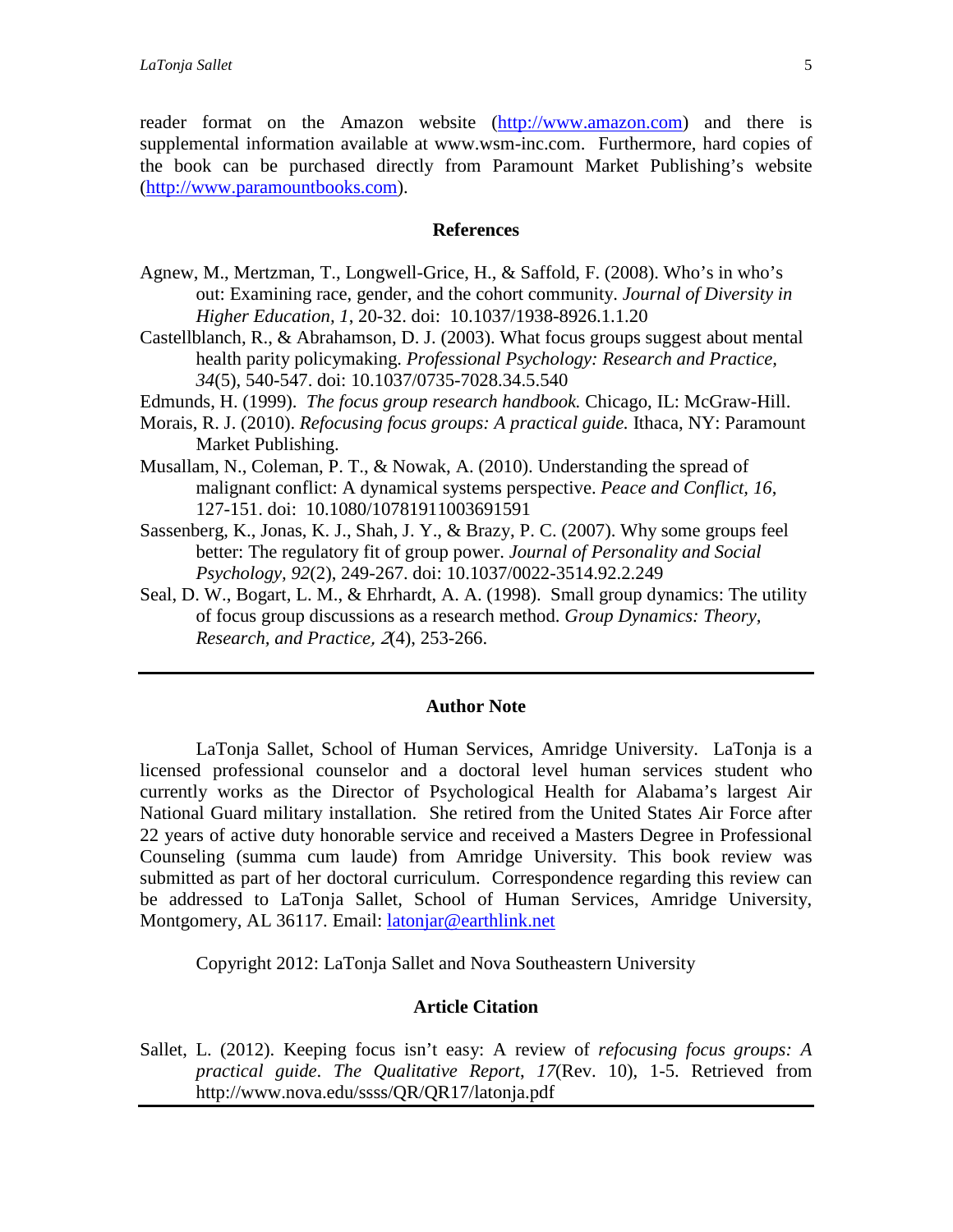reader format on the Amazon website (http://www.amazon.com) and there is supplemental information available at www.wsm-inc.com. Furthermore, hard copies of the book can be purchased directly from Paramount Market Publishing's website (http://www.paramountbooks.com).

## References

Agnew, M., Mertzman, T., Longwell-Grice, H., & Saffold, F. (2008). Who's in who's out: Examining race, gender, and the cohort community. *Journal of Diversity in Higher Education, 1*, 20-32. doi: 10.1037/1938-8926.1.1.20

Castellblanch, R., & Abrahamson, D. J. (2003). What focus groups suggest about mental health parity policymaking. *Professional Psychology: Research and Practice, 34*(5), 540-547. doi: 10.1037/0735-7028.34.5.540

Edmunds, H. (1999). *The focus group research handbook.* Chicago, IL: McGraw-Hill.

Morais, R. J. (2010). *Refocusing focus groups: A practical guide.* Ithaca, NY: Paramount Market Publishing.

Musallam, N., Coleman, P. T., & Nowak, A. (2010). Understanding the spread of malignant conflict: A dynamical systems perspective. *Peace and Conflict, 16*, 127-151. doi: 10.1080/10781911003691591

Sassenberg, K., Jonas, K. J., Shah, J. Y., & Brazy, P. C. (2007). Why some groups feel better: The regulatory fit of group power. *Journal of Personality and Social Psychology, 92*(2), 249-267. doi: 10.1037/0022-3514.92.2.249

Seal, D. W., Bogart, L. M., & Ehrhardt, A. A. (1998). Small group dynamics: The utility of focus group discussions as a research method. *Group Dynamics: Theory, Research, and Practice, 2*(4), 253-266.

---

## Author Note

LaTonja Sallet, School of Human Services, Amridge University. LaTonja is a licensed professional counselor and a doctoral level human services student who currently works as the Director of Psychological Health for Alabama's largest Air National Guard military installation. She retired from the United States Air Force after 22 years of active duty honorable service and received a Masters Degree in Professional Counseling (summa cum laude) from Amridge University. This book review was submitted as part of her doctoral curriculum. Correspondence regarding this review can be addressed to LaTonja Sallet, School of Human Services, Amridge University, Montgomery, AL 36117. Email: latonjar@earthlink.net

Copyright 2012: LaTonja Sallet and Nova Southeastern University

## Article Citation

Sallet, L. (2012). Keeping focus isn't easy: A review of *refocusing focus groups: A practical guide*. *The Qualitative Report*, *17*(Rev. 10), 1-5. Retrieved from http://www.nova.edu/ssss/QR/QR17/latonja.pdf